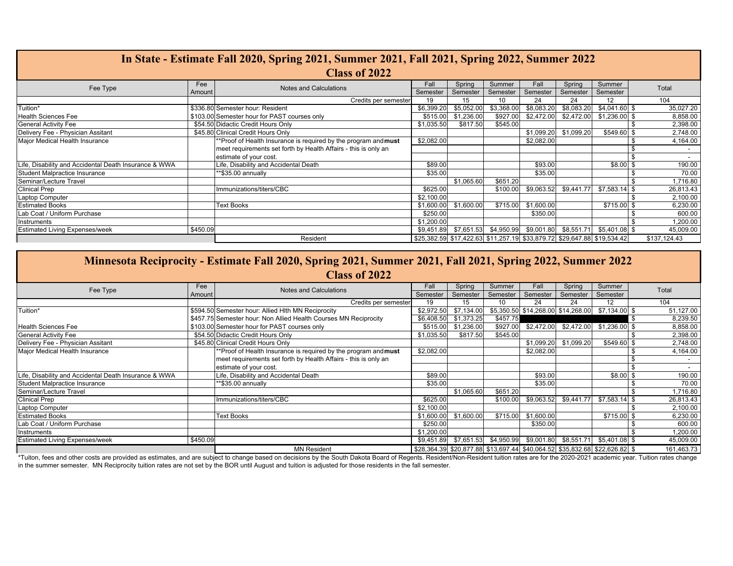## In State - Estimate Fall 2020, Spring 2021, Summer 2021, Fall 2021, Spring 2022, Summer 2022
## Class of 2022

| Fee Type | Fee Amount | Notes and Calculations | Fall Semester | Spring Semester | Summer Semester | Fall Semester | Spring Semester | Summer Semester | Total |
|---|---|---|---|---|---|---|---|---|---|
| | | Credits per semester | 19 | 15 | 10 | 24 | 24 | 12 | 104 |
| Tuition* | $336.80 | Semester hour: Resident | $6,399.20 | $5,052.00 | $3,368.00 | $8,083.20 | $8,083.20 | $4,041.60 | $ 35,027.20 |
| Health Sciences Fee | $103.00 | Semester hour for PAST courses only | $515.00 | $1,236.00 | $927.00 | $2,472.00 | $2,472.00 | $1,236.00 | $ 8,858.00 |
| General Activity Fee | $54.50 | Didactic Credit Hours Only | $1,035.50 | $817.50 | $545.00 | | | | $ 2,398.00 |
| Delivery Fee - Physician Assitant | $45.80 | Clinical Credit Hours Only | | | | $1,099.20 | $1,099.20 | $549.60 | $ 2,748.00 |
| Major Medical Health Insurance | | **Proof of Health Insurance is required by the program and **must** | $2,082.00 | | | $2,082.00 | | | $ 4,164.00 |
| | | meet requirements set forth by Health Affairs - this is only an | | | | | | | $ - |
| | | estimate of your cost. | | | | | | | $ - |
| Life, Disability and Accidental Death Insurance & WWA | | Life, Disability and Accidental Death | $89.00 | | | $93.00 | | $8.00 | $ 190.00 |
| Student Malpractice Insurance | | **$35.00 annually | $35.00 | | | $35.00 | | | $ 70.00 |
| Seminar/Lecture Travel | | | | $1,065.60 | $651.20 | | | | $ 1,716.80 |
| Clinical Prep | | Immunizations/titers/CBC | $625.00 | | $100.00 | $9,063.52 | $9,441.77 | $7,583.14 | $ 26,813.43 |
| Laptop Computer | | | $2,100.00 | | | | | | $ 2,100.00 |
| Estimated Books | | Text Books | $1,600.00 | $1,600.00 | $715.00 | $1,600.00 | | $715.00 | $ 6,230.00 |
| Lab Coat / Uniform Purchase | | | $250.00 | | | $350.00 | | | $ 600.00 |
| Instruments | | | $1,200.00 | | | | | | $ 1,200.00 |
| Estimated Living Expenses/week | $450.09 | | $9,451.89 | $7,651.53 | $4,950.99 | $9,001.80 | $8,551.71 | $5,401.08 | $ 45,009.00 |
| | | Resident | $25,382.59 | $17,422.63 | $11,257.19 | $33,879.72 | $29,647.88 | $19,534.42 | $137,124.43 |

## Minnesota Reciprocity - Estimate Fall 2020, Spring 2021, Summer 2021, Fall 2021, Spring 2022, Summer 2022
## Class of 2022

| Fee Type | Fee Amount | Notes and Calculations | Fall Semester | Spring Semester | Summer Semester | Fall Semester | Spring Semester | Summer Semester | Total |
|---|---|---|---|---|---|---|---|---|---|
| | | Credits per semester | 19 | 15 | 10 | 24 | 24 | 12 | 104 |
| Tuition* | $594.50 | Semester hour: Allied Hlth MN Reciprocity | $2,972.50 | $7,134.00 | $5,350.50 | $14,268.00 | $14,268.00 | $7,134.00 | $ 51,127.00 |
| | $457.75 | Semester hour: Non Allied Health Courses MN Reciprocity | $6,408.50 | $1,373.25 | $457.75 | | | | $ 8,239.50 |
| Health Sciences Fee | $103.00 | Semester hour for PAST courses only | $515.00 | $1,236.00 | $927.00 | $2,472.00 | $2,472.00 | $1,236.00 | $ 8,858.00 |
| General Activity Fee | $54.50 | Didactic Credit Hours Only | $1,035.50 | $817.50 | $545.00 | | | | $ 2,398.00 |
| Delivery Fee - Physician Assitant | $45.80 | Clinical Credit Hours Only | | | | $1,099.20 | $1,099.20 | $549.60 | $ 2,748.00 |
| Major Medical Health Insurance | | **Proof of Health Insurance is required by the program and **must** | $2,082.00 | | | $2,082.00 | | | $ 4,164.00 |
| | | meet requirements set forth by Health Affairs - this is only an | | | | | | | $ - |
| | | estimate of your cost. | | | | | | | $ - |
| Life, Disability and Accidental Death Insurance & WWA | | Life, Disability and Accidental Death | $89.00 | | | $93.00 | | $8.00 | $ 190.00 |
| Student Malpractice Insurance | | **$35.00 annually | $35.00 | | | $35.00 | | | $ 70.00 |
| Seminar/Lecture Travel | | | | $1,065.60 | $651.20 | | | | $ 1,716.80 |
| Clinical Prep | | Immunizations/titers/CBC | $625.00 | | $100.00 | $9,063.52 | $9,441.77 | $7,583.14 | $ 26,813.43 |
| Laptop Computer | | | $2,100.00 | | | | | | $ 2,100.00 |
| Estimated Books | | Text Books | $1,600.00 | $1,600.00 | $715.00 | $1,600.00 | | $715.00 | $ 6,230.00 |
| Lab Coat / Uniform Purchase | | | $250.00 | | | $350.00 | | | $ 600.00 |
| Instruments | | | $1,200.00 | | | | | | $ 1,200.00 |
| Estimated Living Expenses/week | $450.09 | | $9,451.89 | $7,651.53 | $4,950.99 | $9,001.80 | $8,551.71 | $5,401.08 | $ 45,009.00 |
| | | MN Resident | $28,364.39 | $20,877.88 | $13,697.44 | $40,064.52 | $35,832.68 | $22,626.82 | $ 161,463.73 |

*Tuiton, fees and other costs are provided as estimates, and are subject to change based on decisions by the South Dakota Board of Regents. Resident/Non-Resident tuition rates are for the 2020-2021 academic year. Tuition rates change in the summer semester. MN Reciprocity tuition rates are not set by the BOR until August and tuition is adjusted for those residents in the fall semester.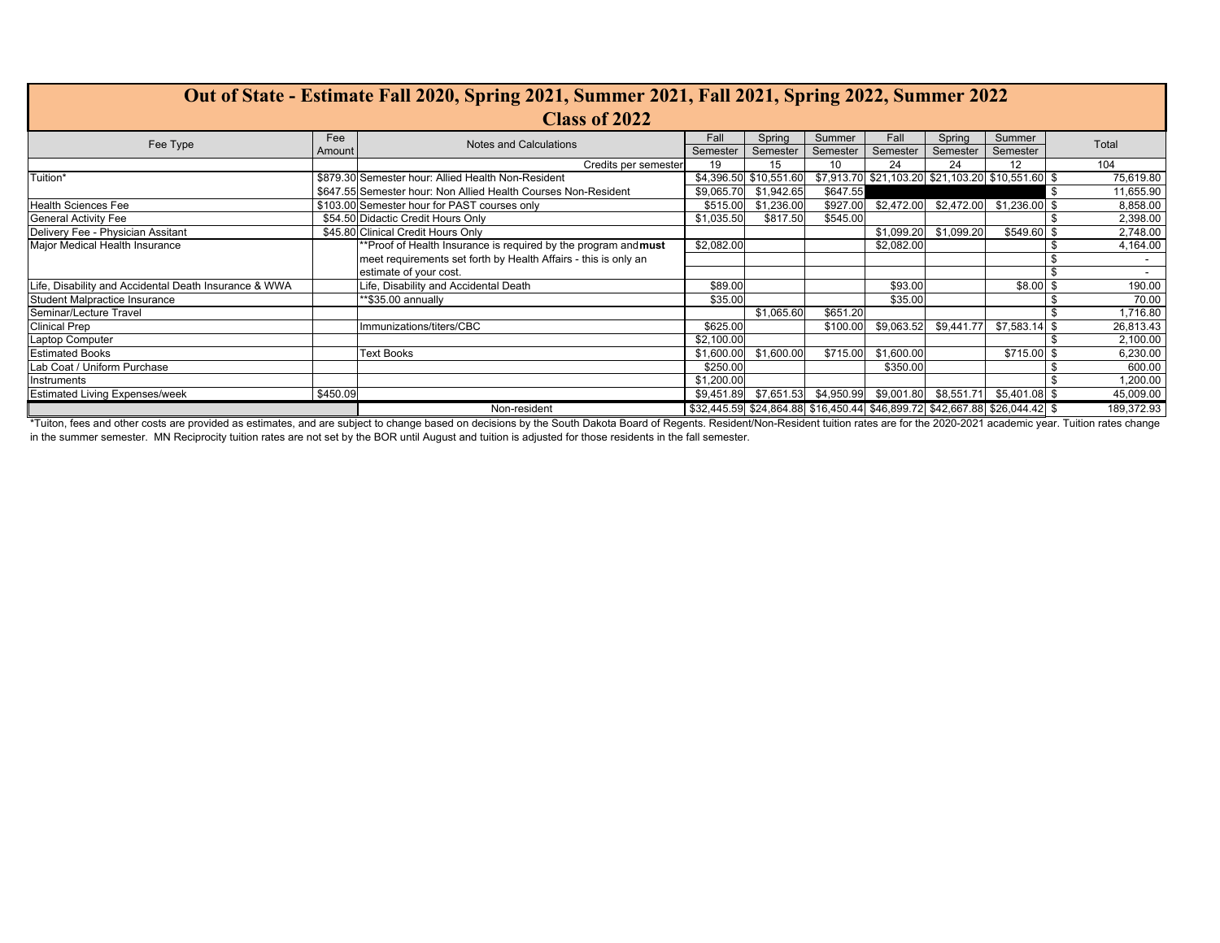# Out of State - Estimate Fall 2020, Spring 2021, Summer 2021, Fall 2021, Spring 2022, Summer 2022

## Class of 2022

| Fee Type | Fee Amount | Notes and Calculations | Fall Semester | Spring Semester | Summer Semester | Fall Semester | Spring Semester | Summer Semester | Total |
|---|---|---|---|---|---|---|---|---|---|
| | | Credits per semester | 19 | 15 | 10 | 24 | 24 | 12 | 104 |
| Tuition* | $879.30 | Semester hour: Allied Health Non-Resident | $4,396.50 | $10,551.60 | $7,913.70 | $21,103.20 | $21,103.20 | $10,551.60 | $ 75,619.80 |
| | $647.55 | Semester hour: Non Allied Health Courses Non-Resident | $9,065.70 | $1,942.65 | $647.55 | | | | $ 11,655.90 |
| Health Sciences Fee | $103.00 | Semester hour for PAST courses only | $515.00 | $1,236.00 | $927.00 | $2,472.00 | $2,472.00 | $1,236.00 | $ 8,858.00 |
| General Activity Fee | $54.50 | Didactic Credit Hours Only | $1,035.50 | $817.50 | $545.00 | | | | $ 2,398.00 |
| Delivery Fee - Physician Assitant | $45.80 | Clinical Credit Hours Only | | | | $1,099.20 | $1,099.20 | $549.60 | $ 2,748.00 |
| Major Medical Health Insurance | | **Proof of Health Insurance is required by the program and **must** meet requirements set forth by Health Affairs - this is only an estimate of your cost. | $2,082.00 | | | $2,082.00 | | | $ 4,164.00 |
| | | | | | | | | | $ - |
| | | | | | | | | | $ - |
| Life, Disability and Accidental Death Insurance & WWA | | Life, Disability and Accidental Death | $89.00 | | | $93.00 | | $8.00 | $ 190.00 |
| Student Malpractice Insurance | | **$35.00 annually | $35.00 | | | $35.00 | | | $ 70.00 |
| Seminar/Lecture Travel | | | | $1,065.60 | $651.20 | | | | $ 1,716.80 |
| Clinical Prep | | Immunizations/titers/CBC | $625.00 | | $100.00 | $9,063.52 | $9,441.77 | $7,583.14 | $ 26,813.43 |
| Laptop Computer | | | $2,100.00 | | | | | | $ 2,100.00 |
| Estimated Books | | Text Books | $1,600.00 | $1,600.00 | $715.00 | $1,600.00 | | $715.00 | $ 6,230.00 |
| Lab Coat / Uniform Purchase | | | $250.00 | | | $350.00 | | | $ 600.00 |
| Instruments | | | $1,200.00 | | | | | | $ 1,200.00 |
| Estimated Living Expenses/week | $450.09 | | $9,451.89 | $7,651.53 | $4,950.99 | $9,001.80 | $8,551.71 | $5,401.08 | $ 45,009.00 |
| | | Non-resident | $32,445.59 | $24,864.88 | $16,450.44 | $46,899.72 | $42,667.88 | $26,044.42 | $ 189,372.93 |

*Tuiton, fees and other costs are provided as estimates, and are subject to change based on decisions by the South Dakota Board of Regents. Resident/Non-Resident tuition rates are for the 2020-2021 academic year. Tuition rates change in the summer semester. MN Reciprocity tuition rates are not set by the BOR until August and tuition is adjusted for those residents in the fall semester.